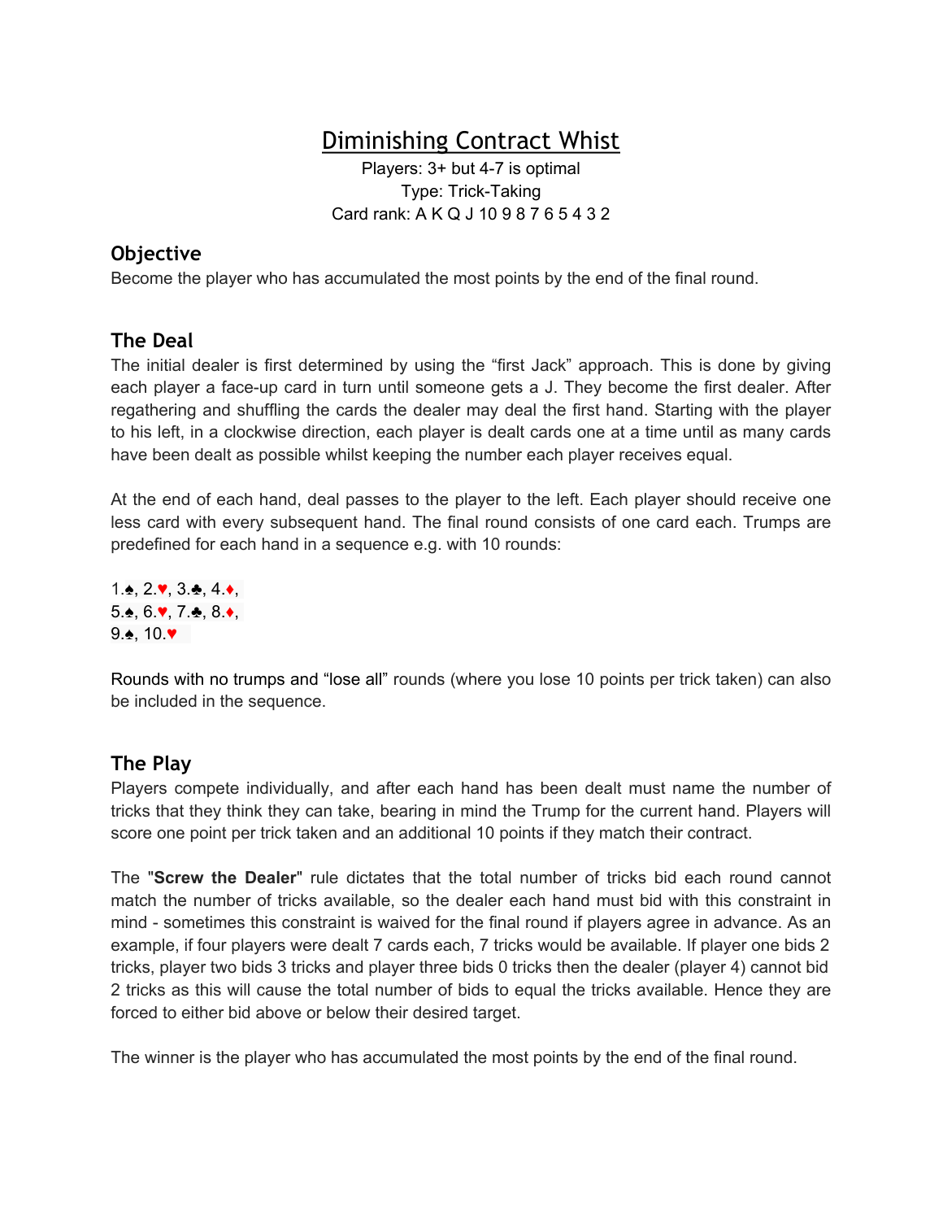# Diminishing Contract Whist

Players: 3+ but 4-7 is optimal
Type: Trick-Taking
Card rank: A K Q J 10 9 8 7 6 5 4 3 2

## Objective

Become the player who has accumulated the most points by the end of the final round.

## The Deal

The initial dealer is first determined by using the "first Jack" approach. This is done by giving each player a face-up card in turn until someone gets a J. They become the first dealer. After regathering and shuffling the cards the dealer may deal the first hand. Starting with the player to his left, in a clockwise direction, each player is dealt cards one at a time until as many cards have been dealt as possible whilst keeping the number each player receives equal.

At the end of each hand, deal passes to the player to the left. Each player should receive one less card with every subsequent hand. The final round consists of one card each. Trumps are predefined for each hand in a sequence e.g. with 10 rounds:

1.♠, 2.♥, 3.♣, 4.♦,
5.♠, 6.♥, 7.♣, 8.♦,
9.♠, 10.♥

Rounds with no trumps and "lose all" rounds (where you lose 10 points per trick taken) can also be included in the sequence.

## The Play

Players compete individually, and after each hand has been dealt must name the number of tricks that they think they can take, bearing in mind the Trump for the current hand. Players will score one point per trick taken and an additional 10 points if they match their contract.

The "**Screw the Dealer**" rule dictates that the total number of tricks bid each round cannot match the number of tricks available, so the dealer each hand must bid with this constraint in mind - sometimes this constraint is waived for the final round if players agree in advance. As an example, if four players were dealt 7 cards each, 7 tricks would be available. If player one bids 2 tricks, player two bids 3 tricks and player three bids 0 tricks then the dealer (player 4) cannot bid 2 tricks as this will cause the total number of bids to equal the tricks available. Hence they are forced to either bid above or below their desired target.

The winner is the player who has accumulated the most points by the end of the final round.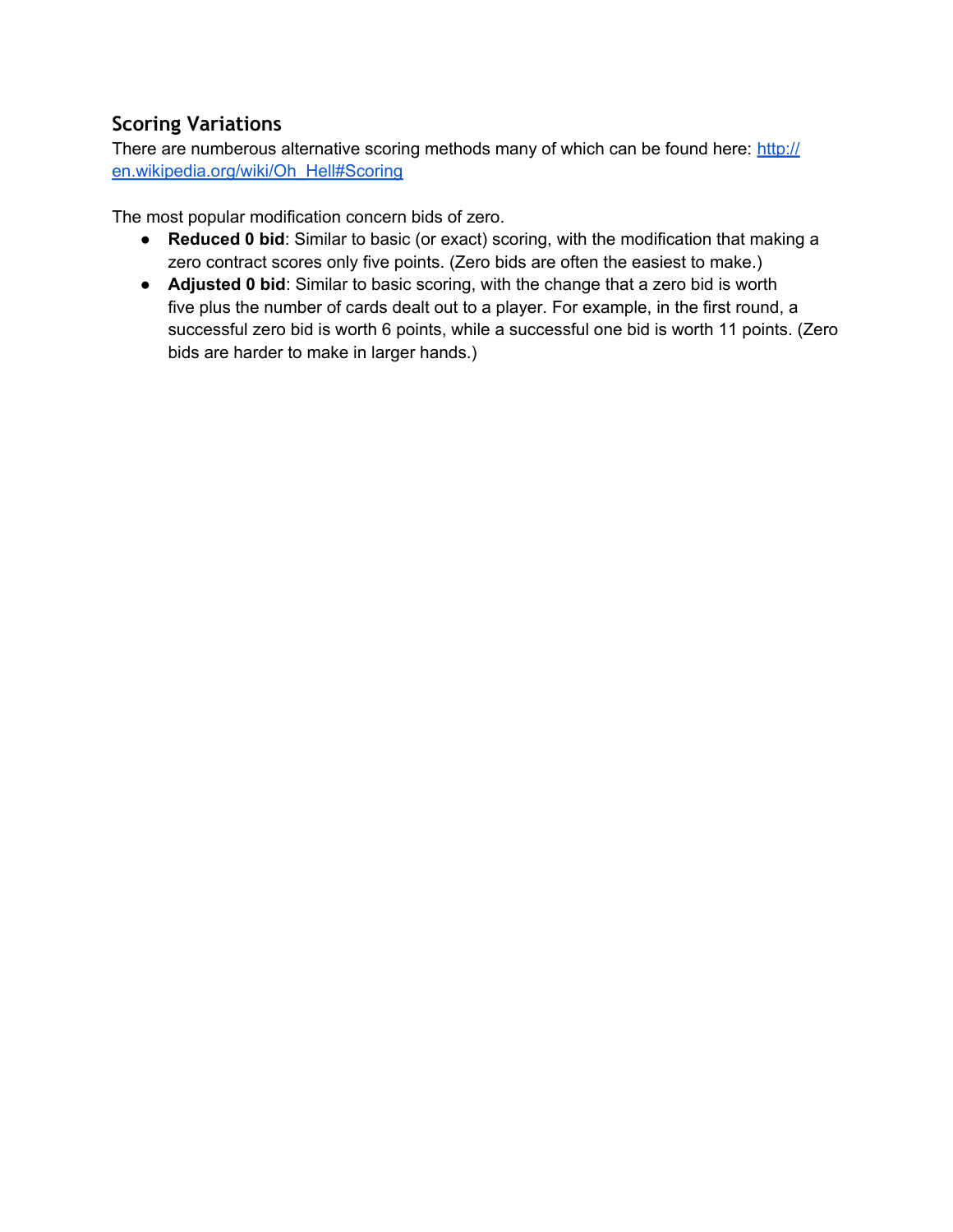## Scoring Variations

There are numberous alternative scoring methods many of which can be found here: [http://en.wikipedia.org/wiki/Oh_Hell#Scoring](http://en.wikipedia.org/wiki/Oh_Hell#Scoring)

The most popular modification concern bids of zero.

- **Reduced 0 bid**: Similar to basic (or exact) scoring, with the modification that making a zero contract scores only five points. (Zero bids are often the easiest to make.)
- **Adjusted 0 bid**: Similar to basic scoring, with the change that a zero bid is worth five plus the number of cards dealt out to a player. For example, in the first round, a successful zero bid is worth 6 points, while a successful one bid is worth 11 points. (Zero bids are harder to make in larger hands.)